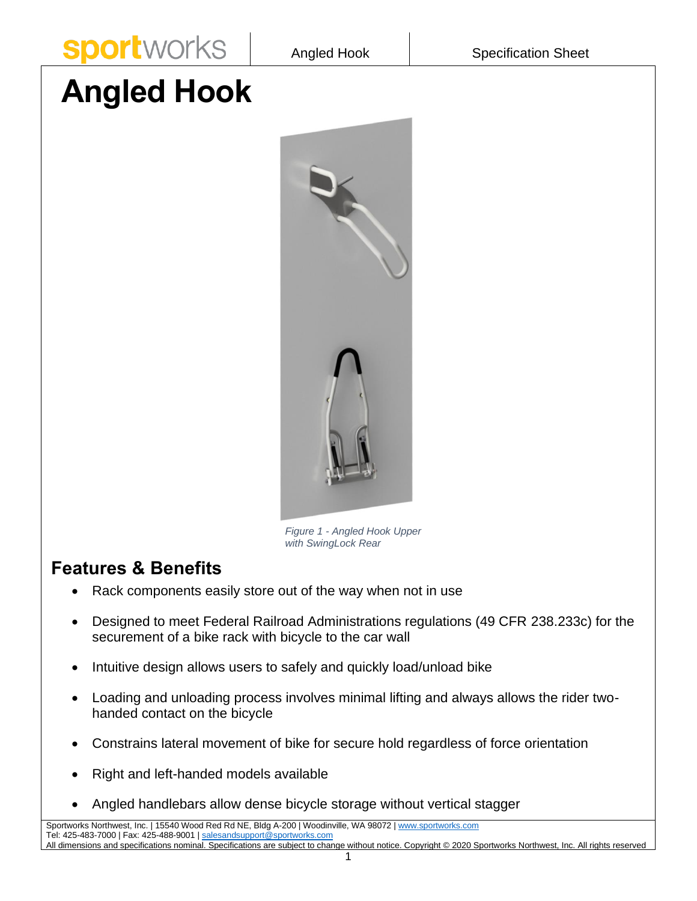# Angled Hook

*Figure 1 - Angled Hook Upper with SwingLock Rear*

## Features & Benefits

- Rack components easily store out of the way when not in use
- Designed to meet Federal Railroad Administrations regulations (49 CFR 238.233c) for the securement of a bike rack with bicycle to the car wall
- Intuitive design allows users to safely and quickly load/unload bike
- Loading and unloading process involves minimal lifting and always allows the rider two-handed contact on the bicycle
- Constrains lateral movement of bike for secure hold regardless of force orientation
- Right and left-handed models available
- Angled handlebars allow dense bicycle storage without vertical stagger

Sportworks Northwest, Inc. | 15540 Wood Red Rd NE, Bldg A-200 | Woodinville, WA 98072 | www.sportworks.com
Tel: 425-483-7000 | Fax: 425-488-9001 | salesandsupport@sportworks.com
All dimensions and specifications nominal. Specifications are subject to change without notice. Copyright © 2020 Sportworks Northwest, Inc. All rights reserved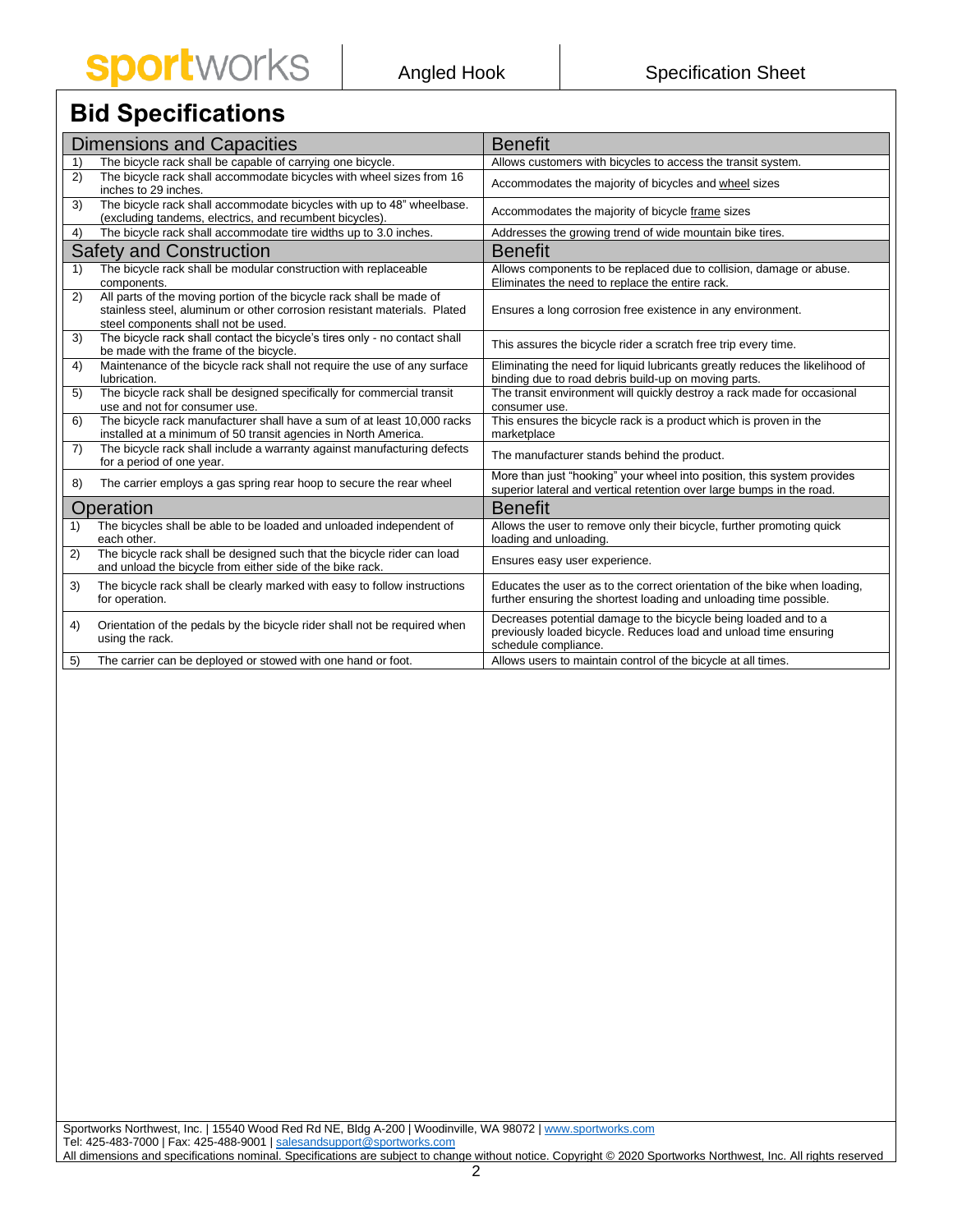# Bid Specifications

| Dimensions and Capacities | Benefit |
|---|---|
| 1) The bicycle rack shall be capable of carrying one bicycle. | Allows customers with bicycles to access the transit system. |
| 2) The bicycle rack shall accommodate bicycles with wheel sizes from 16 inches to 29 inches. | Accommodates the majority of bicycles and wheel sizes |
| 3) The bicycle rack shall accommodate bicycles with up to 48" wheelbase. (excluding tandems, electrics, and recumbent bicycles). | Accommodates the majority of bicycle frame sizes |
| 4) The bicycle rack shall accommodate tire widths up to 3.0 inches. | Addresses the growing trend of wide mountain bike tires. |
| **Safety and Construction** | **Benefit** |
| 1) The bicycle rack shall be modular construction with replaceable components. | Allows components to be replaced due to collision, damage or abuse. Eliminates the need to replace the entire rack. |
| 2) All parts of the moving portion of the bicycle rack shall be made of stainless steel, aluminum or other corrosion resistant materials. Plated steel components shall not be used. | Ensures a long corrosion free existence in any environment. |
| 3) The bicycle rack shall contact the bicycle's tires only - no contact shall be made with the frame of the bicycle. | This assures the bicycle rider a scratch free trip every time. |
| 4) Maintenance of the bicycle rack shall not require the use of any surface lubrication. | Eliminating the need for liquid lubricants greatly reduces the likelihood of binding due to road debris build-up on moving parts. |
| 5) The bicycle rack shall be designed specifically for commercial transit use and not for consumer use. | The transit environment will quickly destroy a rack made for occasional consumer use. |
| 6) The bicycle rack manufacturer shall have a sum of at least 10,000 racks installed at a minimum of 50 transit agencies in North America. | This ensures the bicycle rack is a product which is proven in the marketplace |
| 7) The bicycle rack shall include a warranty against manufacturing defects for a period of one year. | The manufacturer stands behind the product. |
| 8) The carrier employs a gas spring rear hoop to secure the rear wheel | More than just "hooking" your wheel into position, this system provides superior lateral and vertical retention over large bumps in the road. |
| **Operation** | **Benefit** |
| 1) The bicycles shall be able to be loaded and unloaded independent of each other. | Allows the user to remove only their bicycle, further promoting quick loading and unloading. |
| 2) The bicycle rack shall be designed such that the bicycle rider can load and unload the bicycle from either side of the bike rack. | Ensures easy user experience. |
| 3) The bicycle rack shall be clearly marked with easy to follow instructions for operation. | Educates the user as to the correct orientation of the bike when loading, further ensuring the shortest loading and unloading time possible. |
| 4) Orientation of the pedals by the bicycle rider shall not be required when using the rack. | Decreases potential damage to the bicycle being loaded and to a previously loaded bicycle. Reduces load and unload time ensuring schedule compliance. |
| 5) The carrier can be deployed or stowed with one hand or foot. | Allows users to maintain control of the bicycle at all times. |